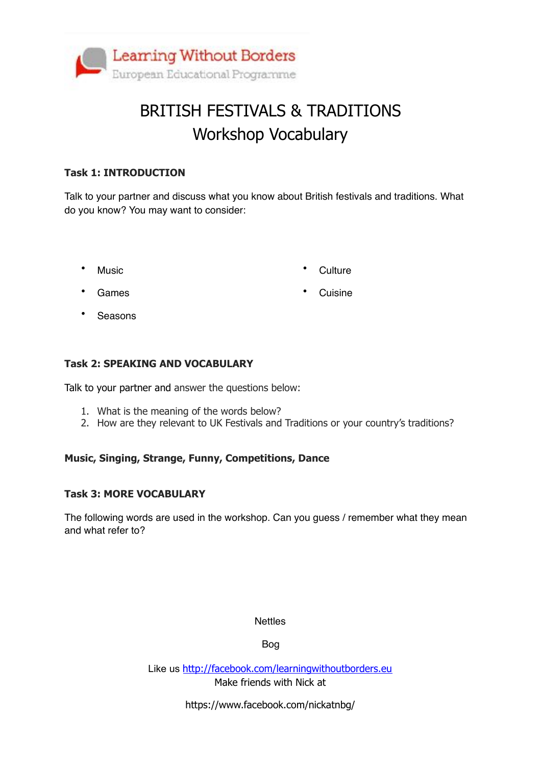Learning Without Borders
European Educational Programme

# BRITISH FESTIVALS & TRADITIONS
## Workshop Vocabulary

### Task 1: INTRODUCTION

Talk to your partner and discuss what you know about British festivals and traditions. What do you know? You may want to consider:

- Music
- Games
- Seasons
- Culture
- Cuisine

### Task 2: SPEAKING AND VOCABULARY

Talk to your partner and answer the questions below:

1. What is the meaning of the words below?
2. How are they relevant to UK Festivals and Traditions or your country's traditions?

**Music, Singing, Strange, Funny, Competitions, Dance**

### Task 3: MORE VOCABULARY

The following words are used in the workshop. Can you guess / remember what they mean and what refer to?

Nettles

Bog

Like us [http://facebook.com/learningwithoutborders.eu](http://facebook.com/learningwithoutborders.eu)
Make friends with Nick at

https://www.facebook.com/nickatnbg/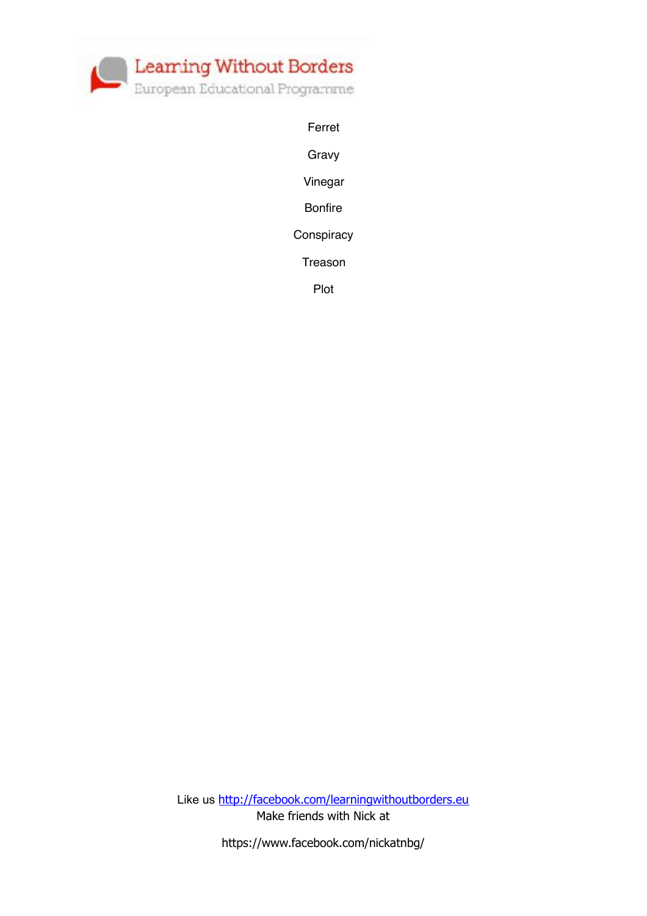Ferret

Gravy

Vinegar

Bonfire

Conspiracy

Treason

Plot

Like us http://facebook.com/learningwithoutborders.eu
Make friends with Nick at

https://www.facebook.com/nickatnbg/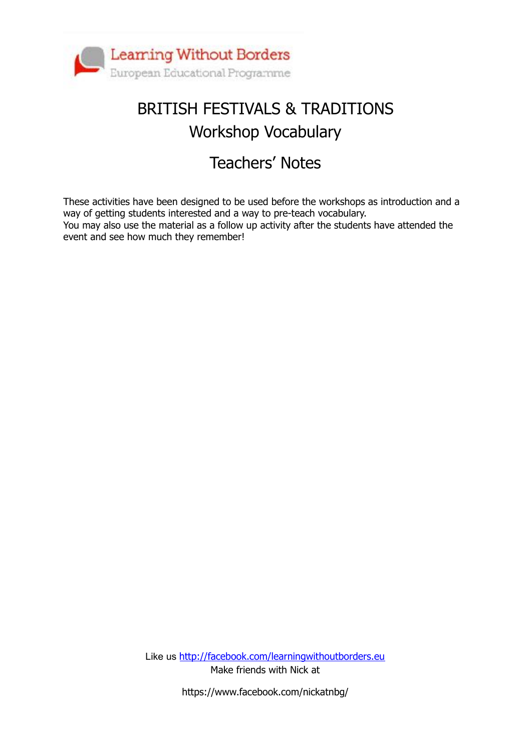Learning Without Borders
European Educational Programme

# BRITISH FESTIVALS & TRADITIONS

## Workshop Vocabulary

## Teachers' Notes

These activities have been designed to be used before the workshops as introduction and a way of getting students interested and a way to pre-teach vocabulary.
You may also use the material as a follow up activity after the students have attended the event and see how much they remember!

Like us http://facebook.com/learningwithoutborders.eu
Make friends with Nick at

https://www.facebook.com/nickatnbg/